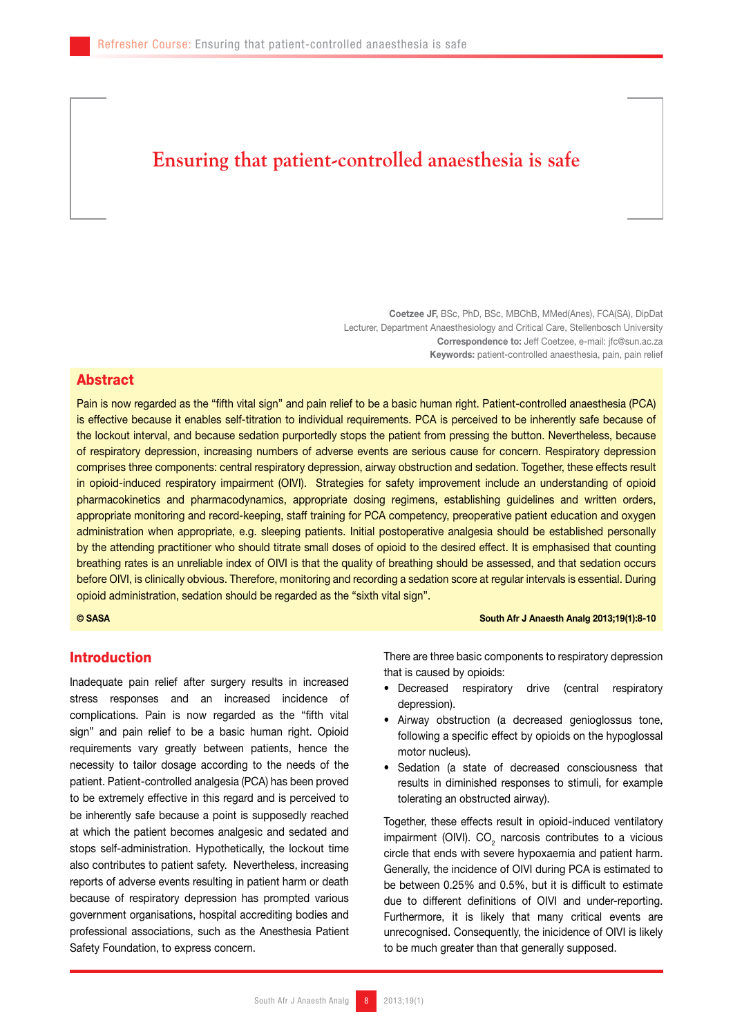# Ensuring that patient-controlled anaesthesia is safe

**Coetzee JF,** BSc, PhD, BSc, MBChB, MMed(Anes), FCA(SA), DipDat
Lecturer, Department Anaesthesiology and Critical Care, Stellenbosch University
**Correspondence to:** Jeff Coetzee, e-mail: jfc@sun.ac.za
**Keywords:** patient-controlled anaesthesia, pain, pain relief

## Abstract

Pain is now regarded as the "fifth vital sign" and pain relief to be a basic human right. Patient-controlled anaesthesia (PCA) is effective because it enables self-titration to individual requirements. PCA is perceived to be inherently safe because of the lockout interval, and because sedation purportedly stops the patient from pressing the button. Nevertheless, because of respiratory depression, increasing numbers of adverse events are serious cause for concern. Respiratory depression comprises three components: central respiratory depression, airway obstruction and sedation. Together, these effects result in opioid-induced respiratory impairment (OIVI). Strategies for safety improvement include an understanding of opioid pharmacokinetics and pharmacodynamics, appropriate dosing regimens, establishing guidelines and written orders, appropriate monitoring and record-keeping, staff training for PCA competency, preoperative patient education and oxygen administration when appropriate, e.g. sleeping patients. Initial postoperative analgesia should be established personally by the attending practitioner who should titrate small doses of opioid to the desired effect. It is emphasised that counting breathing rates is an unreliable index of OIVI is that the quality of breathing should be assessed, and that sedation occurs before OIVI, is clinically obvious. Therefore, monitoring and recording a sedation score at regular intervals is essential. During opioid administration, sedation should be regarded as the "sixth vital sign".

**© SASA** **South Afr J Anaesth Analg 2013;19(1):8-10**

## Introduction

Inadequate pain relief after surgery results in increased stress responses and an increased incidence of complications. Pain is now regarded as the "fifth vital sign" and pain relief to be a basic human right. Opioid requirements vary greatly between patients, hence the necessity to tailor dosage according to the needs of the patient. Patient-controlled analgesia (PCA) has been proved to be extremely effective in this regard and is perceived to be inherently safe because a point is supposedly reached at which the patient becomes analgesic and sedated and stops self-administration. Hypothetically, the lockout time also contributes to patient safety. Nevertheless, increasing reports of adverse events resulting in patient harm or death because of respiratory depression has prompted various government organisations, hospital accrediting bodies and professional associations, such as the Anesthesia Patient Safety Foundation, to express concern.

There are three basic components to respiratory depression that is caused by opioids:

- Decreased respiratory drive (central respiratory depression).
- Airway obstruction (a decreased genioglossus tone, following a specific effect by opioids on the hypoglossal motor nucleus).
- Sedation (a state of decreased consciousness that results in diminished responses to stimuli, for example tolerating an obstructed airway).

Together, these effects result in opioid-induced ventilatory impairment (OIVI). $CO_2$ narcosis contributes to a vicious circle that ends with severe hypoxaemia and patient harm. Generally, the incidence of OIVI during PCA is estimated to be between 0.25% and 0.5%, but it is difficult to estimate due to different definitions of OIVI and under-reporting. Furthermore, it is likely that many critical events are unrecognised. Consequently, the incidence of OIVI is likely to be much greater than that generally supposed.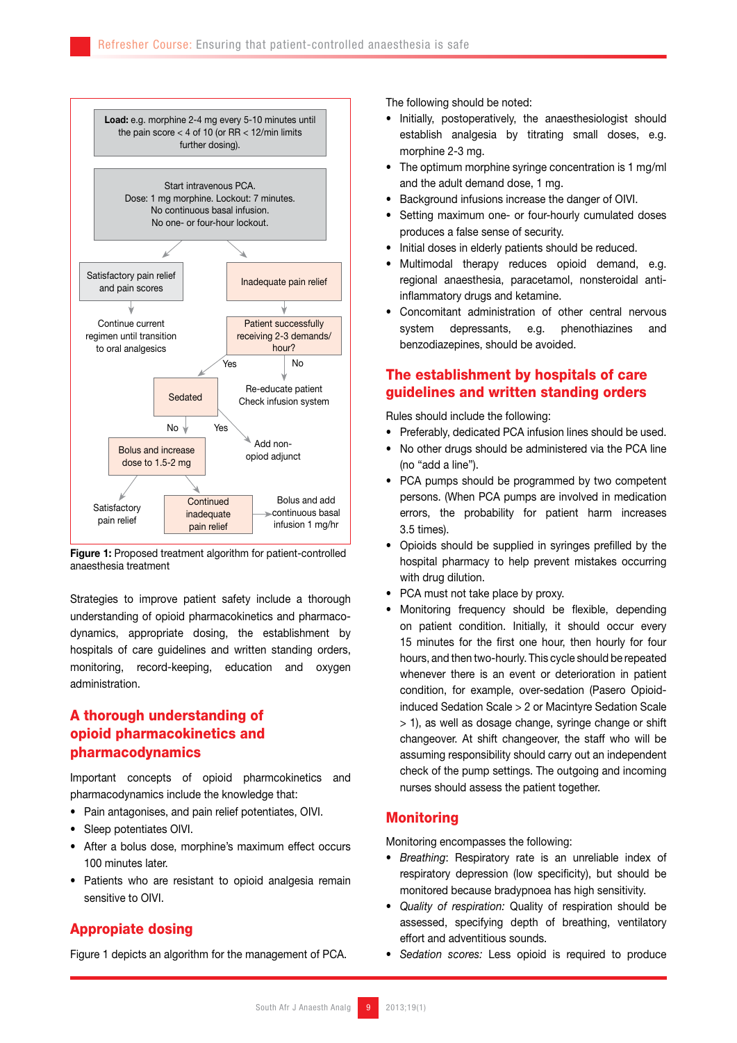Load: e.g. morphine 2-4 mg every 5-10 minutes until the pain score < 4 of 10 (or RR < 12/min limits further dosing).

Start intravenous PCA.
Dose: 1 mg morphine. Lockout: 7 minutes.
No continuous basal infusion.
No one- or four-hour lockout.

- Satisfactory pain relief and pain scores → Continue current regimen until transition to oral analgesics
- Inadequate pain relief → Patient successfully receiving 2-3 demands/hour?
  - No → Re-educate patient. Check infusion system
  - Yes → Sedated
    - Yes → Add non-opioid adjunct
    - No → Bolus and increase dose to 1.5-2 mg
      - Satisfactory pain relief
      - Continued inadequate pain relief → Bolus and add continuous basal infusion 1 mg/hr

**Figure 1:** Proposed treatment algorithm for patient-controlled anaesthesia treatment

Strategies to improve patient safety include a thorough understanding of opioid pharmacokinetics and pharmacodynamics, appropriate dosing, the establishment by hospitals of care guidelines and written standing orders, monitoring, record-keeping, education and oxygen administration.

## A thorough understanding of opioid pharmacokinetics and pharmacodynamics

Important concepts of opioid pharmcokinetics and pharmacodynamics include the knowledge that:

- Pain antagonises, and pain relief potentiates, OIVI.
- Sleep potentiates OIVI.
- After a bolus dose, morphine's maximum effect occurs 100 minutes later.
- Patients who are resistant to opioid analgesia remain sensitive to OIVI.

## Appropiate dosing

Figure 1 depicts an algorithm for the management of PCA.

The following should be noted:

- Initially, postoperatively, the anaesthesiologist should establish analgesia by titrating small doses, e.g. morphine 2-3 mg.
- The optimum morphine syringe concentration is 1 mg/ml and the adult demand dose, 1 mg.
- Background infusions increase the danger of OIVI.
- Setting maximum one- or four-hourly cumulated doses produces a false sense of security.
- Initial doses in elderly patients should be reduced.
- Multimodal therapy reduces opioid demand, e.g. regional anaesthesia, paracetamol, nonsteroidal anti-inflammatory drugs and ketamine.
- Concomitant administration of other central nervous system depressants, e.g. phenothiazines and benzodiazepines, should be avoided.

## The establishment by hospitals of care guidelines and written standing orders

Rules should include the following:

- Preferably, dedicated PCA infusion lines should be used.
- No other drugs should be administered via the PCA line (no "add a line").
- PCA pumps should be programmed by two competent persons. (When PCA pumps are involved in medication errors, the probability for patient harm increases 3.5 times).
- Opioids should be supplied in syringes prefilled by the hospital pharmacy to help prevent mistakes occurring with drug dilution.
- PCA must not take place by proxy.
- Monitoring frequency should be flexible, depending on patient condition. Initially, it should occur every 15 minutes for the first one hour, then hourly for four hours, and then two-hourly. This cycle should be repeated whenever there is an event or deterioration in patient condition, for example, over-sedation (Pasero Opioid-induced Sedation Scale > 2 or Macintyre Sedation Scale > 1), as well as dosage change, syringe change or shift changeover. At shift changeover, the staff who will be assuming responsibility should carry out an independent check of the pump settings. The outgoing and incoming nurses should assess the patient together.

## Monitoring

Monitoring encompasses the following:

- *Breathing*: Respiratory rate is an unreliable index of respiratory depression (low specificity), but should be monitored because bradypnoea has high sensitivity.
- *Quality of respiration:* Quality of respiration should be assessed, specifying depth of breathing, ventilatory effort and adventitious sounds.
- *Sedation scores:* Less opioid is required to produce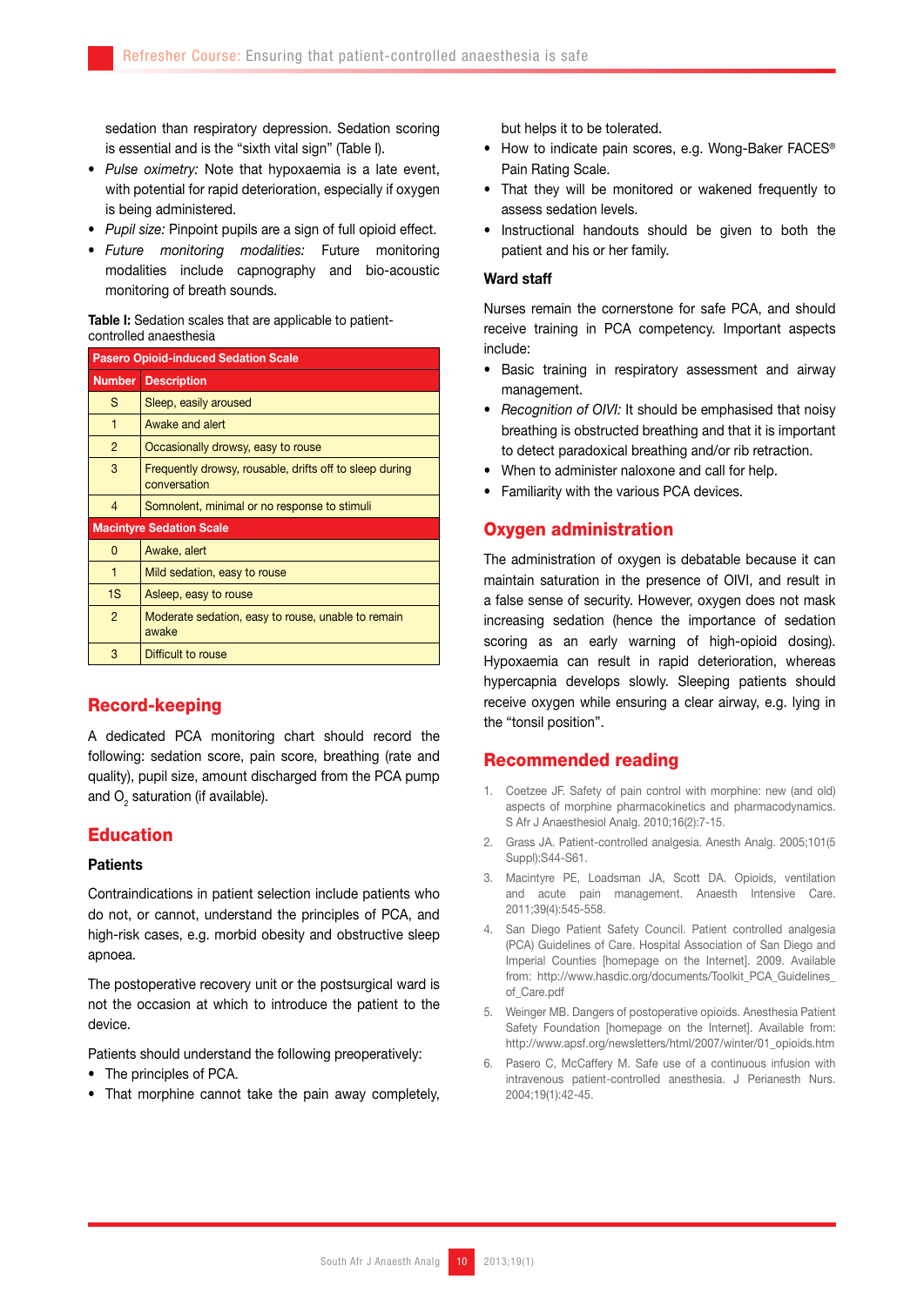sedation than respiratory depression. Sedation scoring is essential and is the "sixth vital sign" (Table I).

- *Pulse oximetry:* Note that hypoxaemia is a late event, with potential for rapid deterioration, especially if oxygen is being administered.
- *Pupil size:* Pinpoint pupils are a sign of full opioid effect.
- *Future monitoring modalities:* Future monitoring modalities include capnography and bio-acoustic monitoring of breath sounds.

**Table I:** Sedation scales that are applicable to patient-controlled anaesthesia

| Number | Description |
|---|---|
| **Pasero Opioid-induced Sedation Scale** | |
| S | Sleep, easily aroused |
| 1 | Awake and alert |
| 2 | Occasionally drowsy, easy to rouse |
| 3 | Frequently drowsy, rousable, drifts off to sleep during conversation |
| 4 | Somnolent, minimal or no response to stimuli |
| **Macintyre Sedation Scale** | |
| 0 | Awake, alert |
| 1 | Mild sedation, easy to rouse |
| 1S | Asleep, easy to rouse |
| 2 | Moderate sedation, easy to rouse, unable to remain awake |
| 3 | Difficult to rouse |

## Record-keeping

A dedicated PCA monitoring chart should record the following: sedation score, pain score, breathing (rate and quality), pupil size, amount discharged from the PCA pump and $O_2$ saturation (if available).

## Education

### Patients

Contraindications in patient selection include patients who do not, or cannot, understand the principles of PCA, and high-risk cases, e.g. morbid obesity and obstructive sleep apnoea.

The postoperative recovery unit or the postsurgical ward is not the occasion at which to introduce the patient to the device.

Patients should understand the following preoperatively:

- The principles of PCA.
- That morphine cannot take the pain away completely, but helps it to be tolerated.
- How to indicate pain scores, e.g. Wong-Baker FACES® Pain Rating Scale.
- That they will be monitored or wakened frequently to assess sedation levels.
- Instructional handouts should be given to both the patient and his or her family.

### Ward staff

Nurses remain the cornerstone for safe PCA, and should receive training in PCA competency. Important aspects include:

- Basic training in respiratory assessment and airway management.
- *Recognition of OIVI:* It should be emphasised that noisy breathing is obstructed breathing and that it is important to detect paradoxical breathing and/or rib retraction.
- When to administer naloxone and call for help.
- Familiarity with the various PCA devices.

## Oxygen administration

The administration of oxygen is debatable because it can maintain saturation in the presence of OIVI, and result in a false sense of security. However, oxygen does not mask increasing sedation (hence the importance of sedation scoring as an early warning of high-opioid dosing). Hypoxaemia can result in rapid deterioration, whereas hypercapnia develops slowly. Sleeping patients should receive oxygen while ensuring a clear airway, e.g. lying in the "tonsil position".

## Recommended reading

1. Coetzee JF. Safety of pain control with morphine: new (and old) aspects of morphine pharmacokinetics and pharmacodynamics. S Afr J Anaesthesiol Analg. 2010;16(2):7-15.
2. Grass JA. Patient-controlled analgesia. Anesth Analg. 2005;101(5 Suppl):S44-S61.
3. Macintyre PE, Loadsman JA, Scott DA. Opioids, ventilation and acute pain management. Anaesth Intensive Care. 2011;39(4):545-558.
4. San Diego Patient Safety Council. Patient controlled analgesia (PCA) Guidelines of Care. Hospital Association of San Diego and Imperial Counties [homepage on the Internet]. 2009. Available from: http://www.hasdic.org/documents/Toolkit_PCA_Guidelines_of_Care.pdf
5. Weinger MB. Dangers of postoperative opioids. Anesthesia Patient Safety Foundation [homepage on the Internet]. Available from: http://www.apsf.org/newsletters/html/2007/winter/01_opioids.htm
6. Pasero C, McCaffery M. Safe use of a continuous infusion with intravenous patient-controlled anesthesia. J Perianesth Nurs. 2004;19(1):42-45.